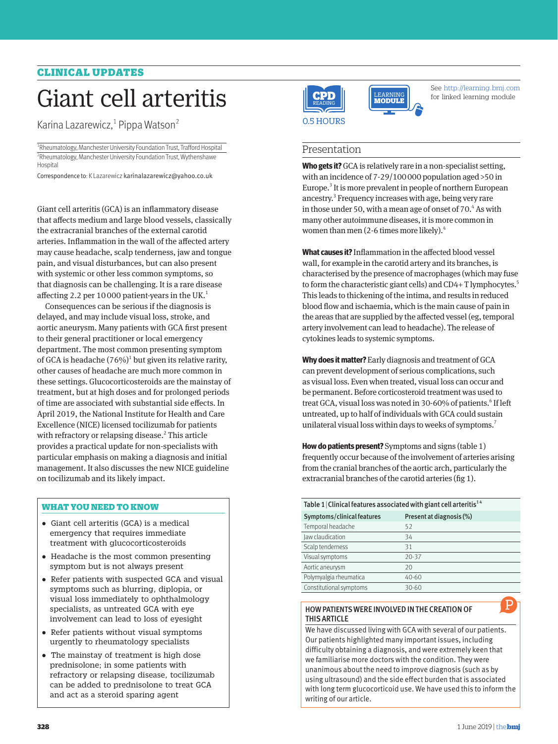CLINICAL UPDATES

# Giant cell arteritis

Karina Lazarewicz,[1] Pippa Watson[2]

[1]Rheumatology, Manchester University Foundation Trust, Trafford Hospital
[2]Rheumatology, Manchester University Foundation Trust, Wythenshawe Hospital

Correspondence to: K Lazarewicz karinalazarewicz@yahoo.co.uk

CPD READING 0.5 HOURS

LEARNING MODULE

See http://learning.bmj.com for linked learning module

Giant cell arteritis (GCA) is an inflammatory disease that affects medium and large blood vessels, classically the extracranial branches of the external carotid arteries. Inflammation in the wall of the affected artery may cause headache, scalp tenderness, jaw and tongue pain, and visual disturbances, but can also present with systemic or other less common symptoms, so that diagnosis can be challenging. It is a rare disease affecting 2.2 per 10 000 patient-years in the UK.[1]

Consequences can be serious if the diagnosis is delayed, and may include visual loss, stroke, and aortic aneurysm. Many patients with GCA first present to their general practitioner or local emergency department. The most common presenting symptom of GCA is headache (76%)[1] but given its relative rarity, other causes of headache are much more common in these settings. Glucocorticosteroids are the mainstay of treatment, but at high doses and for prolonged periods of time are associated with substantial side effects. In April 2019, the National Institute for Health and Care Excellence (NICE) licensed tocilizumab for patients with refractory or relapsing disease.[2] This article provides a practical update for non-specialists with particular emphasis on making a diagnosis and initial management. It also discusses the new NICE guideline on tocilizumab and its likely impact.

### WHAT YOU NEED TO KNOW

- Giant cell arteritis (GCA) is a medical emergency that requires immediate treatment with glucocorticosteroids
- Headache is the most common presenting symptom but is not always present
- Refer patients with suspected GCA and visual symptoms such as blurring, diplopia, or visual loss immediately to ophthalmology specialists, as untreated GCA with eye involvement can lead to loss of eyesight
- Refer patients without visual symptoms urgently to rheumatology specialists
- The mainstay of treatment is high dose prednisolone; in some patients with refractory or relapsing disease, tocilizumab can be added to prednisolone to treat GCA and act as a steroid sparing agent

## Presentation

**Who gets it?** GCA is relatively rare in a non-specialist setting, with an incidence of 7-29/100 000 population aged >50 in Europe.[3] It is more prevalent in people of northern European ancestry.[3] Frequency increases with age, being very rare in those under 50, with a mean age of onset of 70.[4] As with many other autoimmune diseases, it is more common in women than men (2-6 times more likely).[4]

**What causes it?** Inflammation in the affected blood vessel wall, for example in the carotid artery and its branches, is characterised by the presence of macrophages (which may fuse to form the characteristic giant cells) and CD4+ T lymphocytes.[5] This leads to thickening of the intima, and results in reduced blood flow and ischaemia, which is the main cause of pain in the areas that are supplied by the affected vessel (eg, temporal artery involvement can lead to headache). The release of cytokines leads to systemic symptoms.

**Why does it matter?** Early diagnosis and treatment of GCA can prevent development of serious complications, such as visual loss. Even when treated, visual loss can occur and be permanent. Before corticosteroid treatment was used to treat GCA, visual loss was noted in 30-60% of patients.[6] If left untreated, up to half of individuals with GCA could sustain unilateral visual loss within days to weeks of symptoms.[7]

**How do patients present?** Symptoms and signs (table 1) frequently occur because of the involvement of arteries arising from the cranial branches of the aortic arch, particularly the extracranial branches of the carotid arteries (fig 1).

Table 1 | Clinical features associated with giant cell arteritis[1,4]

| Symptoms/clinical features | Present at diagnosis (%) |
|---|---|
| Temporal headache | 52 |
| Jaw claudication | 34 |
| Scalp tenderness | 31 |
| Visual symptoms | 20-37 |
| Aortic aneurysm | 20 |
| Polymyalgia rheumatica | 40-60 |
| Constitutional symptoms | 30-60 |

### HOW PATIENTS WERE INVOLVED IN THE CREATION OF THIS ARTICLE

We have discussed living with GCA with several of our patients. Our patients highlighted many important issues, including difficulty obtaining a diagnosis, and were extremely keen that we familiarise more doctors with the condition. They were unanimous about the need to improve diagnosis (such as by using ultrasound) and the side effect burden that is associated with long term glucocorticoid use. We have used this to inform the writing of our article.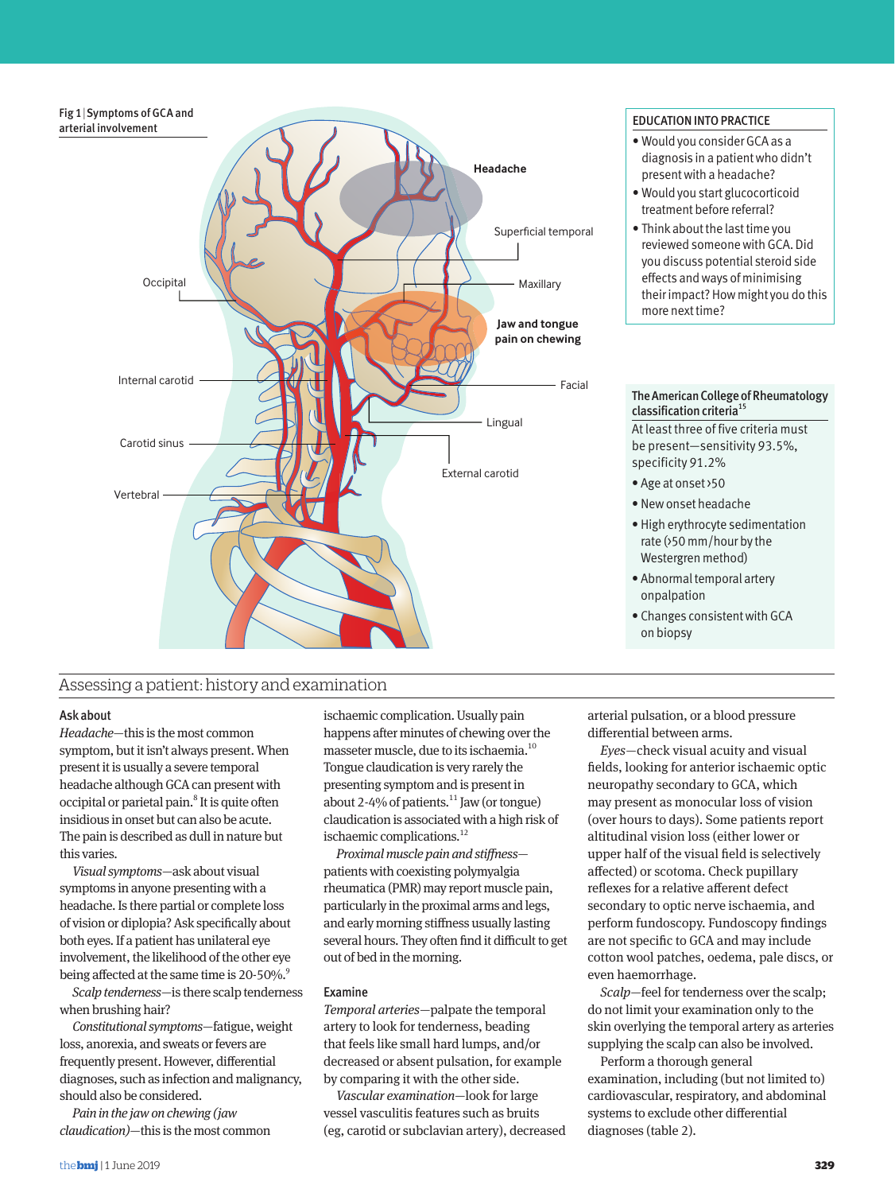Fig 1 | Symptoms of GCA and arterial involvement

Headache

Superficial temporal

Occipital

Maxillary

Jaw and tongue pain on chewing

Internal carotid

Facial

Lingual

Carotid sinus

External carotid

Vertebral

### EDUCATION INTO PRACTICE

- Would you consider GCA as a diagnosis in a patient who didn't present with a headache?
- Would you start glucocorticoid treatment before referral?
- Think about the last time you reviewed someone with GCA. Did you discuss potential steroid side effects and ways of minimising their impact? How might you do this more next time?

### The American College of Rheumatology classification criteria[15]

At least three of five criteria must be present—sensitivity 93.5%, specificity 91.2%

- Age at onset >50
- New onset headache
- High erythrocyte sedimentation rate (>50 mm/hour by the Westergren method)
- Abnormal temporal artery on palpation
- Changes consistent with GCA on biopsy

## Assessing a patient: history and examination

### Ask about

*Headache*—this is the most common symptom, but it isn't always present. When present it is usually a severe temporal headache although GCA can present with occipital or parietal pain.[8] It is quite often insidious in onset but can also be acute. The pain is described as dull in nature but this varies.

*Visual symptoms*—ask about visual symptoms in anyone presenting with a headache. Is there partial or complete loss of vision or diplopia? Ask specifically about both eyes. If a patient has unilateral eye involvement, the likelihood of the other eye being affected at the same time is 20-50%.[9]

*Scalp tenderness*—is there scalp tenderness when brushing hair?

*Constitutional symptoms*—fatigue, weight loss, anorexia, and sweats or fevers are frequently present. However, differential diagnoses, such as infection and malignancy, should also be considered.

*Pain in the jaw on chewing (jaw claudication)*—this is the most common ischaemic complication. Usually pain happens after minutes of chewing over the masseter muscle, due to its ischaemia.[10] Tongue claudication is very rarely the presenting symptom and is present in about 2-4% of patients.[11] Jaw (or tongue) claudication is associated with a high risk of ischaemic complications.[12]

*Proximal muscle pain and stiffness*—patients with coexisting polymyalgia rheumatica (PMR) may report muscle pain, particularly in the proximal arms and legs, and early morning stiffness usually lasting several hours. They often find it difficult to get out of bed in the morning.

### Examine

*Temporal arteries*—palpate the temporal artery to look for tenderness, beading that feels like small hard lumps, and/or decreased or absent pulsation, for example by comparing it with the other side.

*Vascular examination*—look for large vessel vasculitis features such as bruits (eg, carotid or subclavian artery), decreased arterial pulsation, or a blood pressure differential between arms.

*Eyes*—check visual acuity and visual fields, looking for anterior ischaemic optic neuropathy secondary to GCA, which may present as monocular loss of vision (over hours to days). Some patients report altitudinal vision loss (either lower or upper half of the visual field is selectively affected) or scotoma. Check pupillary reflexes for a relative afferent defect secondary to optic nerve ischaemia, and perform fundoscopy. Fundoscopy findings are not specific to GCA and may include cotton wool patches, oedema, pale discs, or even haemorrhage.

*Scalp*—feel for tenderness over the scalp; do not limit your examination only to the skin overlying the temporal artery as arteries supplying the scalp can also be involved.

Perform a thorough general examination, including (but not limited to) cardiovascular, respiratory, and abdominal systems to exclude other differential diagnoses (table 2).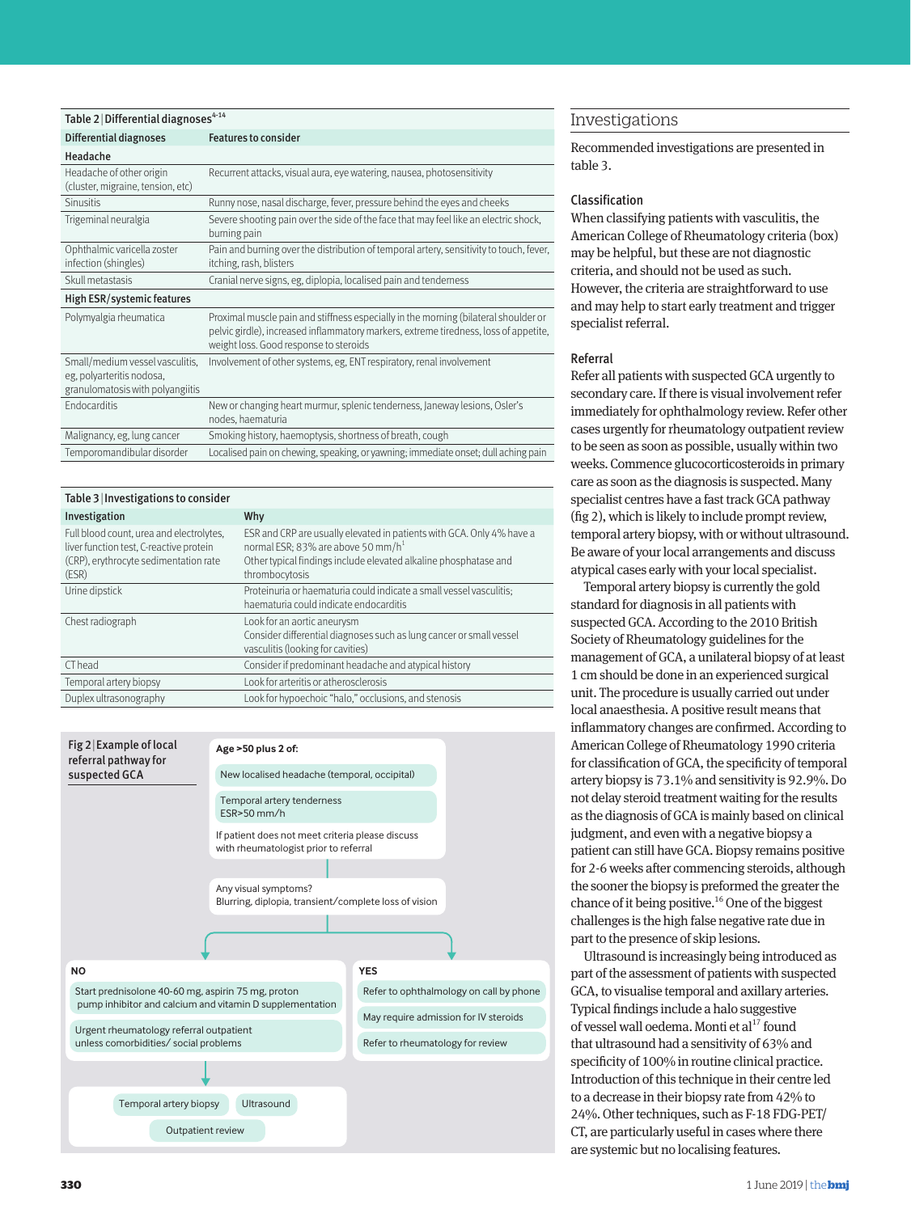**Table 2 | Differential diagnoses[4-14]**

| Differential diagnoses | Features to consider |
|---|---|
| **Headache** | |
| Headache of other origin (cluster, migraine, tension, etc) | Recurrent attacks, visual aura, eye watering, nausea, photosensitivity |
| Sinusitis | Runny nose, nasal discharge, fever, pressure behind the eyes and cheeks |
| Trigeminal neuralgia | Severe shooting pain over the side of the face that may feel like an electric shock, burning pain |
| Ophthalmic varicella zoster infection (shingles) | Pain and burning over the distribution of temporal artery, sensitivity to touch, fever, itching, rash, blisters |
| Skull metastasis | Cranial nerve signs, eg, diplopia, localised pain and tenderness |
| **High ESR/systemic features** | |
| Polymyalgia rheumatica | Proximal muscle pain and stiffness especially in the morning (bilateral shoulder or pelvic girdle), increased inflammatory markers, extreme tiredness, loss of appetite, weight loss. Good response to steroids |
| Small/medium vessel vasculitis, eg, polyarteritis nodosa, granulomatosis with polyangiitis | Involvement of other systems, eg, ENT respiratory, renal involvement |
| Endocarditis | New or changing heart murmur, splenic tenderness, Janeway lesions, Osler's nodes, haematuria |
| Malignancy, eg, lung cancer | Smoking history, haemoptysis, shortness of breath, cough |
| Temporomandibular disorder | Localised pain on chewing, speaking, or yawning; immediate onset; dull aching pain |

**Table 3 | Investigations to consider**

| Investigation | Why |
|---|---|
| Full blood count, urea and electrolytes, liver function test, C-reactive protein (CRP), erythrocyte sedimentation rate (ESR) | ESR and CRP are usually elevated in patients with GCA. Only 4% have a normal ESR; 83% are above 50 mm/h[1]<br>Other typical findings include elevated alkaline phosphatase and thrombocytosis |
| Urine dipstick | Proteinuria or haematuria could indicate a small vessel vasculitis; haematuria could indicate endocarditis |
| Chest radiograph | Look for an aortic aneurysm<br>Consider differential diagnoses such as lung cancer or small vessel vasculitis (looking for cavities) |
| CT head | Consider if predominant headache and atypical history |
| Temporal artery biopsy | Look for arteritis or atherosclerosis |
| Duplex ultrasonography | Look for hypoechoic "halo," occlusions, and stenosis |

**Fig 2 | Example of local referral pathway for suspected GCA**

Age >50 plus 2 of:

New localised headache (temporal, occipital)

Temporal artery tenderness
ESR>50 mm/h

If patient does not meet criteria please discuss with rheumatologist prior to referral

Any visual symptoms?
Blurring, diplopia, transient/complete loss of vision

NO

Start prednisolone 40-60 mg, aspirin 75 mg, proton pump inhibitor and calcium and vitamin D supplementation

Urgent rheumatology referral outpatient unless comorbidities/ social problems

Temporal artery biopsy

Ultrasound

Outpatient review

YES

Refer to ophthalmology on call by phone

May require admission for IV steroids

Refer to rheumatology for review

## Investigations

Recommended investigations are presented in table 3.

### Classification

When classifying patients with vasculitis, the American College of Rheumatology criteria (box) may be helpful, but these are not diagnostic criteria, and should not be used as such. However, the criteria are straightforward to use and may help to start early treatment and trigger specialist referral.

### Referral

Refer all patients with suspected GCA urgently to secondary care. If there is visual involvement refer immediately for ophthalmology review. Refer other cases urgently for rheumatology outpatient review to be seen as soon as possible, usually within two weeks. Commence glucocorticosteroids in primary care as soon as the diagnosis is suspected. Many specialist centres have a fast track GCA pathway (fig 2), which is likely to include prompt review, temporal artery biopsy, with or without ultrasound. Be aware of your local arrangements and discuss atypical cases early with your local specialist.

Temporal artery biopsy is currently the gold standard for diagnosis in all patients with suspected GCA. According to the 2010 British Society of Rheumatology guidelines for the management of GCA, a unilateral biopsy of at least 1 cm should be done in an experienced surgical unit. The procedure is usually carried out under local anaesthesia. A positive result means that inflammatory changes are confirmed. According to American College of Rheumatology 1990 criteria for classification of GCA, the specificity of temporal artery biopsy is 73.1% and sensitivity is 92.9%. Do not delay steroid treatment waiting for the results as the diagnosis of GCA is mainly based on clinical judgment, and even with a negative biopsy a patient can still have GCA. Biopsy remains positive for 2-6 weeks after commencing steroids, although the sooner the biopsy is preformed the greater the chance of it being positive.[16] One of the biggest challenges is the high false negative rate due in part to the presence of skip lesions.

Ultrasound is increasingly being introduced as part of the assessment of patients with suspected GCA, to visualise temporal and axillary arteries. Typical findings include a halo suggestive of vessel wall oedema. Monti et al[17] found that ultrasound had a sensitivity of 63% and specificity of 100% in routine clinical practice. Introduction of this technique in their centre led to a decrease in their biopsy rate from 42% to 24%. Other techniques, such as F-18 FDG-PET/CT, are particularly useful in cases where there are systemic but no localising features.